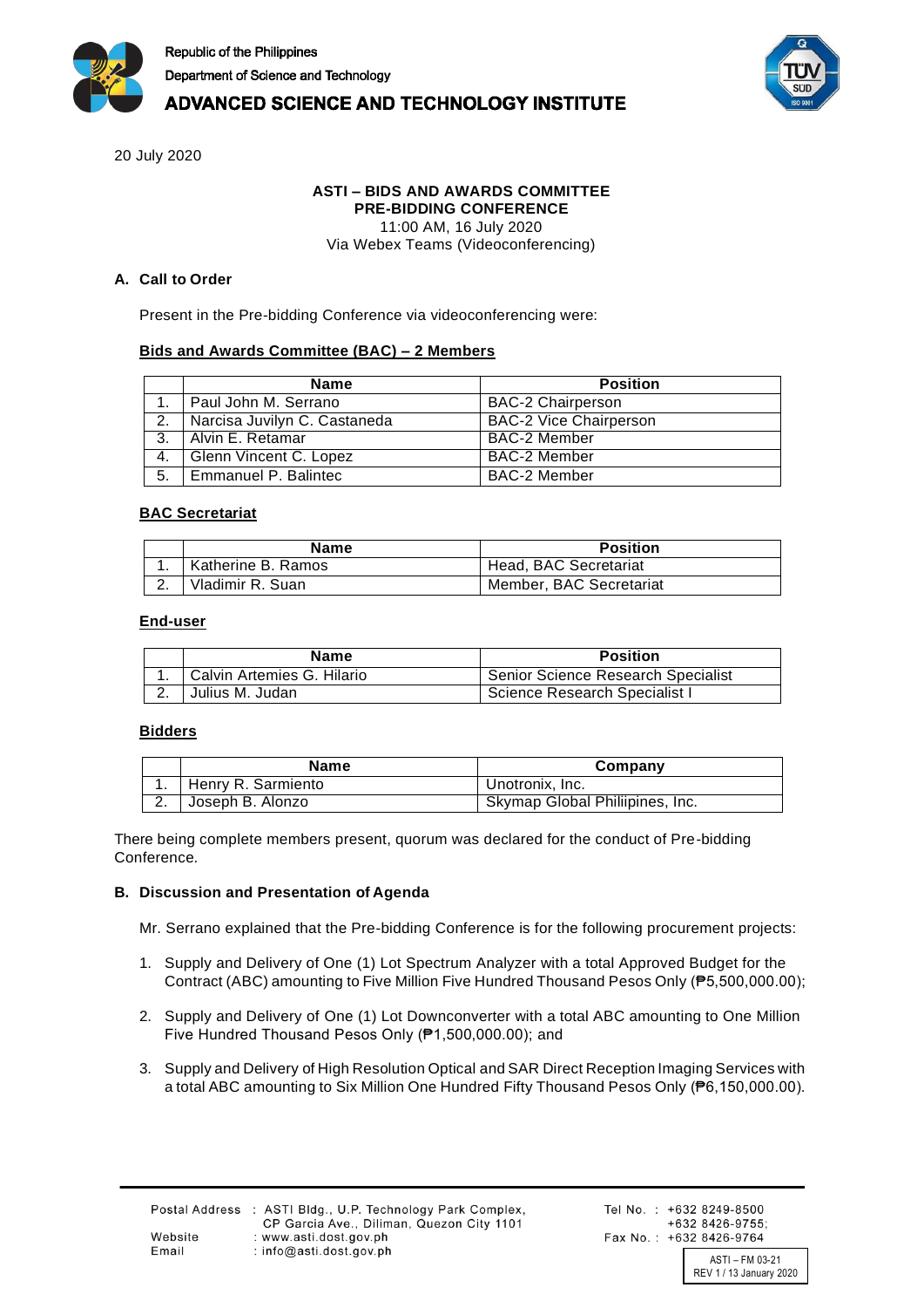Republic of the Philippines
Department of Science and Technology
**ADVANCED SCIENCE AND TECHNOLOGY INSTITUTE**

20 July 2020

**ASTI – BIDS AND AWARDS COMMITTEE**
**PRE-BIDDING CONFERENCE**
11:00 AM, 16 July 2020
Via Webex Teams (Videoconferencing)

## A. Call to Order

Present in the Pre-bidding Conference via videoconferencing were:

**Bids and Awards Committee (BAC) – 2 Members**

| | Name | Position |
|---|---|---|
| 1. | Paul John M. Serrano | BAC-2 Chairperson |
| 2. | Narcisa Juvilyn C. Castaneda | BAC-2 Vice Chairperson |
| 3. | Alvin E. Retamar | BAC-2 Member |
| 4. | Glenn Vincent C. Lopez | BAC-2 Member |
| 5. | Emmanuel P. Balintec | BAC-2 Member |

**BAC Secretariat**

| | Name | Position |
|---|---|---|
| 1. | Katherine B. Ramos | Head, BAC Secretariat |
| 2. | Vladimir R. Suan | Member, BAC Secretariat |

**End-user**

| | Name | Position |
|---|---|---|
| 1. | Calvin Artemies G. Hilario | Senior Science Research Specialist |
| 2. | Julius M. Judan | Science Research Specialist I |

**Bidders**

| | Name | Company |
|---|---|---|
| 1. | Henry R. Sarmiento | Unotronix, Inc. |
| 2. | Joseph B. Alonzo | Skymap Global Philiipines, Inc. |

There being complete members present, quorum was declared for the conduct of Pre-bidding Conference.

## B. Discussion and Presentation of Agenda

Mr. Serrano explained that the Pre-bidding Conference is for the following procurement projects:

1. Supply and Delivery of One (1) Lot Spectrum Analyzer with a total Approved Budget for the Contract (ABC) amounting to Five Million Five Hundred Thousand Pesos Only (₱5,500,000.00);

2. Supply and Delivery of One (1) Lot Downconverter with a total ABC amounting to One Million Five Hundred Thousand Pesos Only (₱1,500,000.00); and

3. Supply and Delivery of High Resolution Optical and SAR Direct Reception Imaging Services with a total ABC amounting to Six Million One Hundred Fifty Thousand Pesos Only (₱6,150,000.00).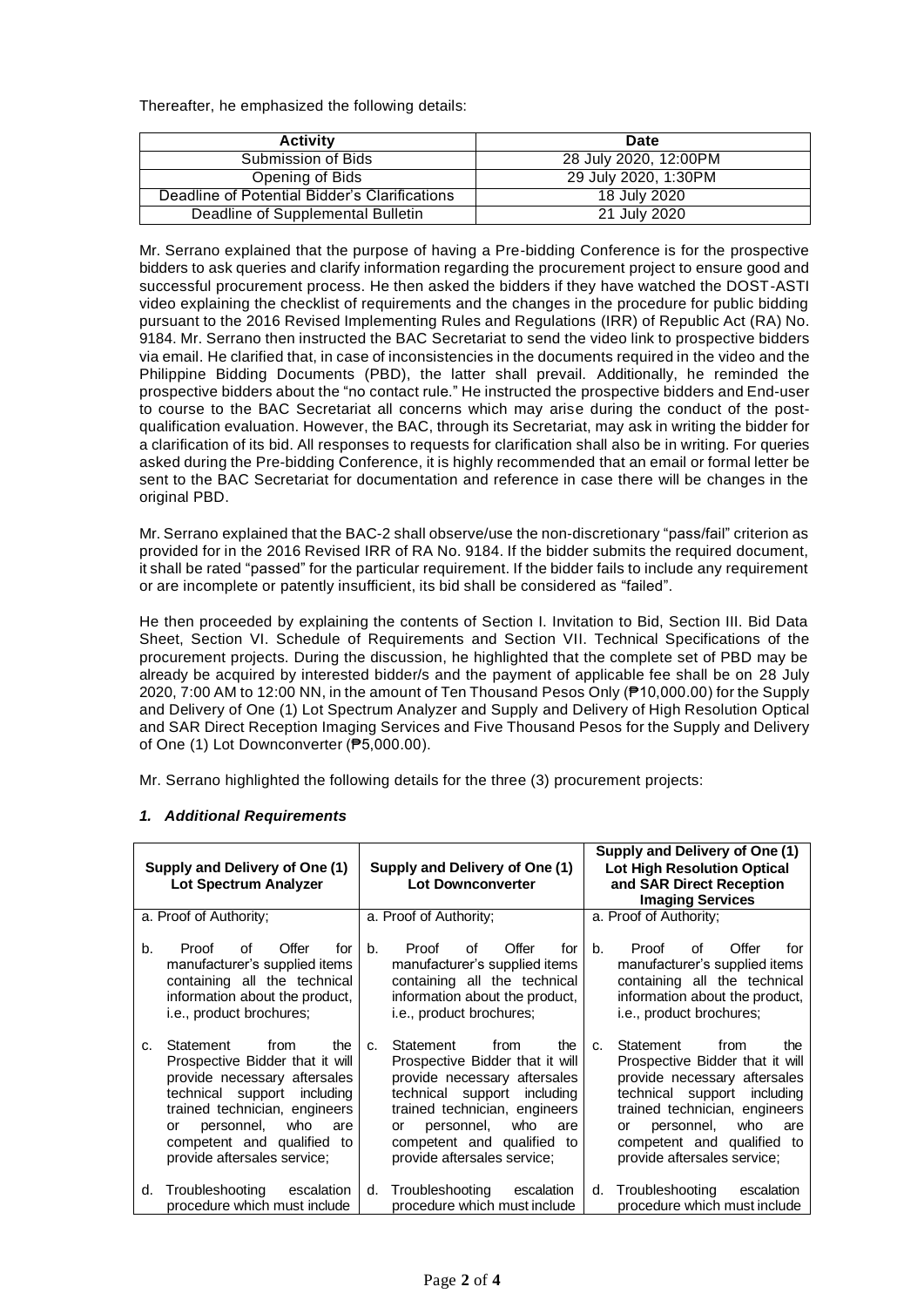Thereafter, he emphasized the following details:

| Activity | Date |
|---|---|
| Submission of Bids | 28 July 2020, 12:00PM |
| Opening of Bids | 29 July 2020, 1:30PM |
| Deadline of Potential Bidder's Clarifications | 18 July 2020 |
| Deadline of Supplemental Bulletin | 21 July 2020 |

Mr. Serrano explained that the purpose of having a Pre-bidding Conference is for the prospective bidders to ask queries and clarify information regarding the procurement project to ensure good and successful procurement process. He then asked the bidders if they have watched the DOST-ASTI video explaining the checklist of requirements and the changes in the procedure for public bidding pursuant to the 2016 Revised Implementing Rules and Regulations (IRR) of Republic Act (RA) No. 9184. Mr. Serrano then instructed the BAC Secretariat to send the video link to prospective bidders via email. He clarified that, in case of inconsistencies in the documents required in the video and the Philippine Bidding Documents (PBD), the latter shall prevail. Additionally, he reminded the prospective bidders about the "no contact rule." He instructed the prospective bidders and End-user to course to the BAC Secretariat all concerns which may arise during the conduct of the post-qualification evaluation. However, the BAC, through its Secretariat, may ask in writing the bidder for a clarification of its bid. All responses to requests for clarification shall also be in writing. For queries asked during the Pre-bidding Conference, it is highly recommended that an email or formal letter be sent to the BAC Secretariat for documentation and reference in case there will be changes in the original PBD.

Mr. Serrano explained that the BAC-2 shall observe/use the non-discretionary "pass/fail" criterion as provided for in the 2016 Revised IRR of RA No. 9184. If the bidder submits the required document, it shall be rated "passed" for the particular requirement. If the bidder fails to include any requirement or are incomplete or patently insufficient, its bid shall be considered as "failed".

He then proceeded by explaining the contents of Section I. Invitation to Bid, Section III. Bid Data Sheet, Section VI. Schedule of Requirements and Section VII. Technical Specifications of the procurement projects. During the discussion, he highlighted that the complete set of PBD may be already be acquired by interested bidder/s and the payment of applicable fee shall be on 28 July 2020, 7:00 AM to 12:00 NN, in the amount of Ten Thousand Pesos Only (₱10,000.00) for the Supply and Delivery of One (1) Lot Spectrum Analyzer and Supply and Delivery of High Resolution Optical and SAR Direct Reception Imaging Services and Five Thousand Pesos for the Supply and Delivery of One (1) Lot Downconverter (₱5,000.00).

Mr. Serrano highlighted the following details for the three (3) procurement projects:

### *1. Additional Requirements*

| Supply and Delivery of One (1) Lot Spectrum Analyzer | Supply and Delivery of One (1) Lot Downconverter | Supply and Delivery of One (1) Lot High Resolution Optical and SAR Direct Reception Imaging Services |
|---|---|---|
| a. Proof of Authority; | a. Proof of Authority; | a. Proof of Authority; |
| b. Proof of Offer for manufacturer's supplied items containing all the technical information about the product, i.e., product brochures; | b. Proof of Offer for manufacturer's supplied items containing all the technical information about the product, i.e., product brochures; | b. Proof of Offer for manufacturer's supplied items containing all the technical information about the product, i.e., product brochures; |
| c. Statement from the Prospective Bidder that it will provide necessary aftersales technical support including trained technician, engineers or personnel, who are competent and qualified to provide aftersales service; | c. Statement from the Prospective Bidder that it will provide necessary aftersales technical support including trained technician, engineers or personnel, who are competent and qualified to provide aftersales service; | c. Statement from the Prospective Bidder that it will provide necessary aftersales technical support including trained technician, engineers or personnel, who are competent and qualified to provide aftersales service; |
| d. Troubleshooting escalation procedure which must include | d. Troubleshooting escalation procedure which must include | d. Troubleshooting escalation procedure which must include |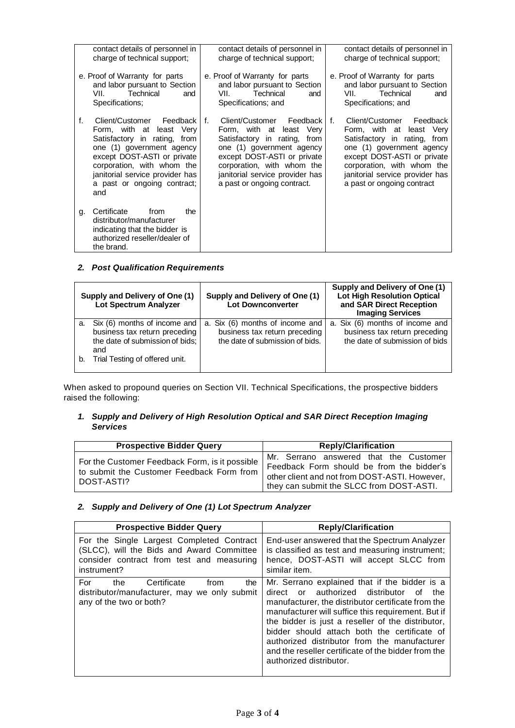| | | |
|---|---|---|
| contact details of personnel in charge of technical support; | contact details of personnel in charge of technical support; | contact details of personnel in charge of technical support; |
| e. Proof of Warranty for parts and labor pursuant to Section VII. Technical and Specifications; | e. Proof of Warranty for parts and labor pursuant to Section VII. Technical and Specifications; and | e. Proof of Warranty for parts and labor pursuant to Section VII. Technical and Specifications; and |
| f. Client/Customer Feedback Form, with at least Very Satisfactory in rating, from one (1) government agency except DOST-ASTI or private corporation, with whom the janitorial service provider has a past or ongoing contract; and | f. Client/Customer Feedback Form, with at least Very Satisfactory in rating, from one (1) government agency except DOST-ASTI or private corporation, with whom the janitorial service provider has a past or ongoing contract. | f. Client/Customer Feedback Form, with at least Very Satisfactory in rating, from one (1) government agency except DOST-ASTI or private corporation, with whom the janitorial service provider has a past or ongoing contract |
| g. Certificate from the distributor/manufacturer indicating that the bidder is authorized reseller/dealer of the brand. | | |

***2. Post Qualification Requirements***

| Supply and Delivery of One (1) Lot Spectrum Analyzer | Supply and Delivery of One (1) Lot Downconverter | Supply and Delivery of One (1) Lot High Resolution Optical and SAR Direct Reception Imaging Services |
|---|---|---|
| a. Six (6) months of income and business tax return preceding the date of submission of bids; and<br>b. Trial Testing of offered unit. | a. Six (6) months of income and business tax return preceding the date of submission of bids. | a. Six (6) months of income and business tax return preceding the date of submission of bids |

When asked to propound queries on Section VII. Technical Specifications, the prospective bidders raised the following:

***1. Supply and Delivery of High Resolution Optical and SAR Direct Reception Imaging Services***

| Prospective Bidder Query | Reply/Clarification |
|---|---|
| For the Customer Feedback Form, is it possible to submit the Customer Feedback Form from DOST-ASTI? | Mr. Serrano answered that the Customer Feedback Form should be from the bidder's other client and not from DOST-ASTI. However, they can submit the SLCC from DOST-ASTI. |

***2. Supply and Delivery of One (1) Lot Spectrum Analyzer***

| Prospective Bidder Query | Reply/Clarification |
|---|---|
| For the Single Largest Completed Contract (SLCC), will the Bids and Award Committee consider contract from test and measuring instrument? | End-user answered that the Spectrum Analyzer is classified as test and measuring instrument; hence, DOST-ASTI will accept SLCC from similar item. |
| For the Certificate from the distributor/manufacturer, may we only submit any of the two or both? | Mr. Serrano explained that if the bidder is a direct or authorized distributor of the manufacturer, the distributor certificate from the manufacturer will suffice this requirement. But if the bidder is just a reseller of the distributor, bidder should attach both the certificate of authorized distributor from the manufacturer and the reseller certificate of the bidder from the authorized distributor. |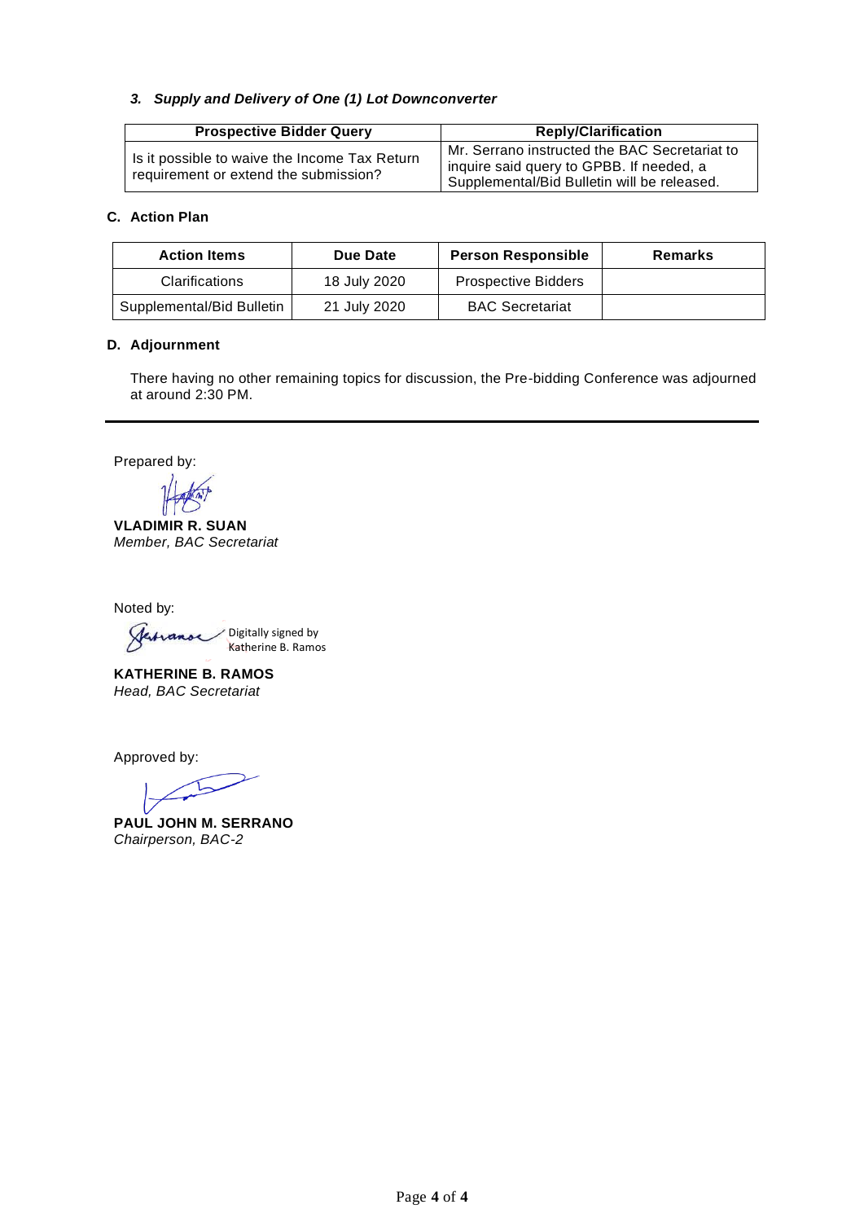### *3. Supply and Delivery of One (1) Lot Downconverter*

| Prospective Bidder Query | Reply/Clarification |
|---|---|
| Is it possible to waive the Income Tax Return requirement or extend the submission? | Mr. Serrano instructed the BAC Secretariat to inquire said query to GPBB. If needed, a Supplemental/Bid Bulletin will be released. |

### C. Action Plan

| Action Items | Due Date | Person Responsible | Remarks |
|---|---|---|---|
| Clarifications | 18 July 2020 | Prospective Bidders | |
| Supplemental/Bid Bulletin | 21 July 2020 | BAC Secretariat | |

### D. Adjournment

There having no other remaining topics for discussion, the Pre-bidding Conference was adjourned at around 2:30 PM.

---

Prepared by:

**VLADIMIR R. SUAN**
*Member, BAC Secretariat*

Noted by:

Digitally signed by Katherine B. Ramos

**KATHERINE B. RAMOS**
*Head, BAC Secretariat*

Approved by:

**PAUL JOHN M. SERRANO**
*Chairperson, BAC-2*